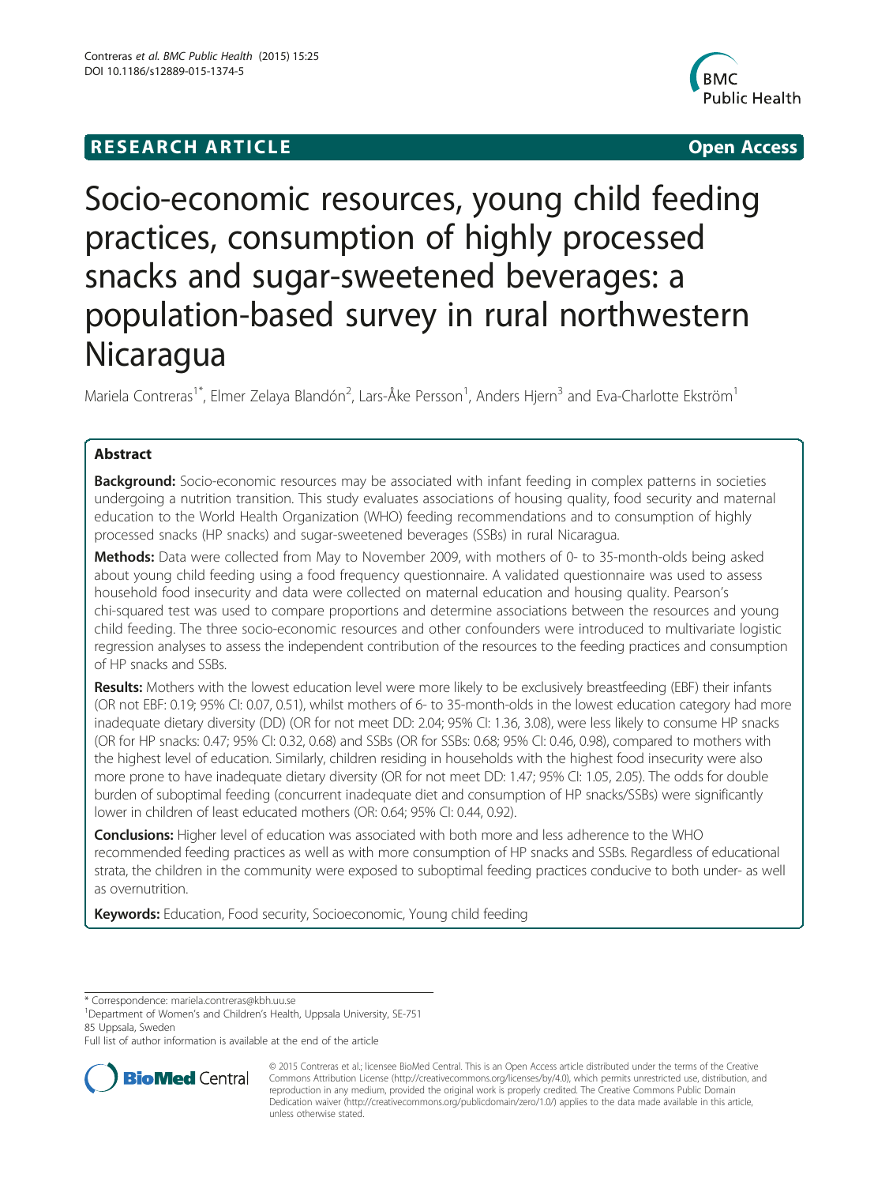**RESEARCH ARTICLE** **Open Access**

# Socio-economic resources, young child feeding practices, consumption of highly processed snacks and sugar-sweetened beverages: a population-based survey in rural northwestern Nicaragua

Mariela Contreras[1*], Elmer Zelaya Blandón[2], Lars-Åke Persson[1], Anders Hjern[3] and Eva-Charlotte Ekström[1]

## Abstract

**Background:** Socio-economic resources may be associated with infant feeding in complex patterns in societies undergoing a nutrition transition. This study evaluates associations of housing quality, food security and maternal education to the World Health Organization (WHO) feeding recommendations and to consumption of highly processed snacks (HP snacks) and sugar-sweetened beverages (SSBs) in rural Nicaragua.

**Methods:** Data were collected from May to November 2009, with mothers of 0- to 35-month-olds being asked about young child feeding using a food frequency questionnaire. A validated questionnaire was used to assess household food insecurity and data were collected on maternal education and housing quality. Pearson's chi-squared test was used to compare proportions and determine associations between the resources and young child feeding. The three socio-economic resources and other confounders were introduced to multivariate logistic regression analyses to assess the independent contribution of the resources to the feeding practices and consumption of HP snacks and SSBs.

**Results:** Mothers with the lowest education level were more likely to be exclusively breastfeeding (EBF) their infants (OR not EBF: 0.19; 95% CI: 0.07, 0.51), whilst mothers of 6- to 35-month-olds in the lowest education category had more inadequate dietary diversity (DD) (OR for not meet DD: 2.04; 95% CI: 1.36, 3.08), were less likely to consume HP snacks (OR for HP snacks: 0.47; 95% CI: 0.32, 0.68) and SSBs (OR for SSBs: 0.68; 95% CI: 0.46, 0.98), compared to mothers with the highest level of education. Similarly, children residing in households with the highest food insecurity were also more prone to have inadequate dietary diversity (OR for not meet DD: 1.47; 95% CI: 1.05, 2.05). The odds for double burden of suboptimal feeding (concurrent inadequate diet and consumption of HP snacks/SSBs) were significantly lower in children of least educated mothers (OR: 0.64; 95% CI: 0.44, 0.92).

**Conclusions:** Higher level of education was associated with both more and less adherence to the WHO recommended feeding practices as well as with more consumption of HP snacks and SSBs. Regardless of educational strata, the children in the community were exposed to suboptimal feeding practices conducive to both under- as well as overnutrition.

**Keywords:** Education, Food security, Socioeconomic, Young child feeding

---

* Correspondence: mariela.contreras@kbh.uu.se
[1]Department of Women's and Children's Health, Uppsala University, SE-751 85 Uppsala, Sweden
Full list of author information is available at the end of the article

© 2015 Contreras et al.; licensee BioMed Central. This is an Open Access article distributed under the terms of the Creative Commons Attribution License (http://creativecommons.org/licenses/by/4.0), which permits unrestricted use, distribution, and reproduction in any medium, provided the original work is properly credited. The Creative Commons Public Domain Dedication waiver (http://creativecommons.org/publicdomain/zero/1.0/) applies to the data made available in this article, unless otherwise stated.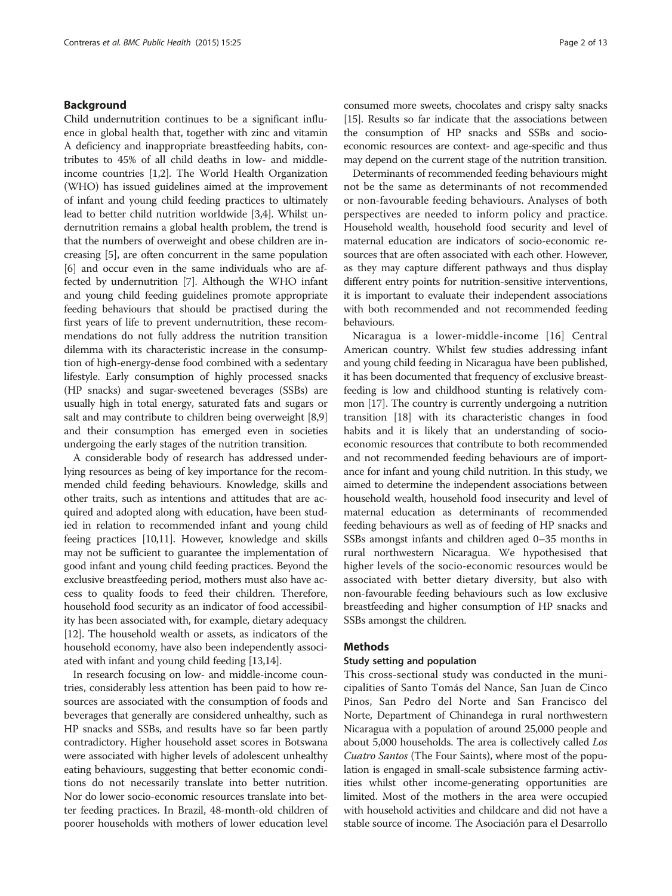## Background

Child undernutrition continues to be a significant influence in global health that, together with zinc and vitamin A deficiency and inappropriate breastfeeding habits, contributes to 45% of all child deaths in low- and middle-income countries [1,2]. The World Health Organization (WHO) has issued guidelines aimed at the improvement of infant and young child feeding practices to ultimately lead to better child nutrition worldwide [3,4]. Whilst undernutrition remains a global health problem, the trend is that the numbers of overweight and obese children are increasing [5], are often concurrent in the same population [6] and occur even in the same individuals who are affected by undernutrition [7]. Although the WHO infant and young child feeding guidelines promote appropriate feeding behaviours that should be practised during the first years of life to prevent undernutrition, these recommendations do not fully address the nutrition transition dilemma with its characteristic increase in the consumption of high-energy-dense food combined with a sedentary lifestyle. Early consumption of highly processed snacks (HP snacks) and sugar-sweetened beverages (SSBs) are usually high in total energy, saturated fats and sugars or salt and may contribute to children being overweight [8,9] and their consumption has emerged even in societies undergoing the early stages of the nutrition transition.

A considerable body of research has addressed underlying resources as being of key importance for the recommended child feeding behaviours. Knowledge, skills and other traits, such as intentions and attitudes that are acquired and adopted along with education, have been studied in relation to recommended infant and young child feeing practices [10,11]. However, knowledge and skills may not be sufficient to guarantee the implementation of good infant and young child feeding practices. Beyond the exclusive breastfeeding period, mothers must also have access to quality foods to feed their children. Therefore, household food security as an indicator of food accessibility has been associated with, for example, dietary adequacy [12]. The household wealth or assets, as indicators of the household economy, have also been independently associated with infant and young child feeding [13,14].

In research focusing on low- and middle-income countries, considerably less attention has been paid to how resources are associated with the consumption of foods and beverages that generally are considered unhealthy, such as HP snacks and SSBs, and results have so far been partly contradictory. Higher household asset scores in Botswana were associated with higher levels of adolescent unhealthy eating behaviours, suggesting that better economic conditions do not necessarily translate into better nutrition. Nor do lower socio-economic resources translate into better feeding practices. In Brazil, 48-month-old children of poorer households with mothers of lower education level consumed more sweets, chocolates and crispy salty snacks [15]. Results so far indicate that the associations between the consumption of HP snacks and SSBs and socio-economic resources are context- and age-specific and thus may depend on the current stage of the nutrition transition.

Determinants of recommended feeding behaviours might not be the same as determinants of not recommended or non-favourable feeding behaviours. Analyses of both perspectives are needed to inform policy and practice. Household wealth, household food security and level of maternal education are indicators of socio-economic resources that are often associated with each other. However, as they may capture different pathways and thus display different entry points for nutrition-sensitive interventions, it is important to evaluate their independent associations with both recommended and not recommended feeding behaviours.

Nicaragua is a lower-middle-income [16] Central American country. Whilst few studies addressing infant and young child feeding in Nicaragua have been published, it has been documented that frequency of exclusive breastfeeding is low and childhood stunting is relatively common [17]. The country is currently undergoing a nutrition transition [18] with its characteristic changes in food habits and it is likely that an understanding of socio-economic resources that contribute to both recommended and not recommended feeding behaviours are of importance for infant and young child nutrition. In this study, we aimed to determine the independent associations between household wealth, household food insecurity and level of maternal education as determinants of recommended feeding behaviours as well as of feeding of HP snacks and SSBs amongst infants and children aged 0–35 months in rural northwestern Nicaragua. We hypothesised that higher levels of the socio-economic resources would be associated with better dietary diversity, but also with non-favourable feeding behaviours such as low exclusive breastfeeding and higher consumption of HP snacks and SSBs amongst the children.

## Methods

### Study setting and population

This cross-sectional study was conducted in the municipalities of Santo Tomás del Nance, San Juan de Cinco Pinos, San Pedro del Norte and San Francisco del Norte, Department of Chinandega in rural northwestern Nicaragua with a population of around 25,000 people and about 5,000 households. The area is collectively called *Los Cuatro Santos* (The Four Saints), where most of the population is engaged in small-scale subsistence farming activities whilst other income-generating opportunities are limited. Most of the mothers in the area were occupied with household activities and childcare and did not have a stable source of income. The Asociación para el Desarrollo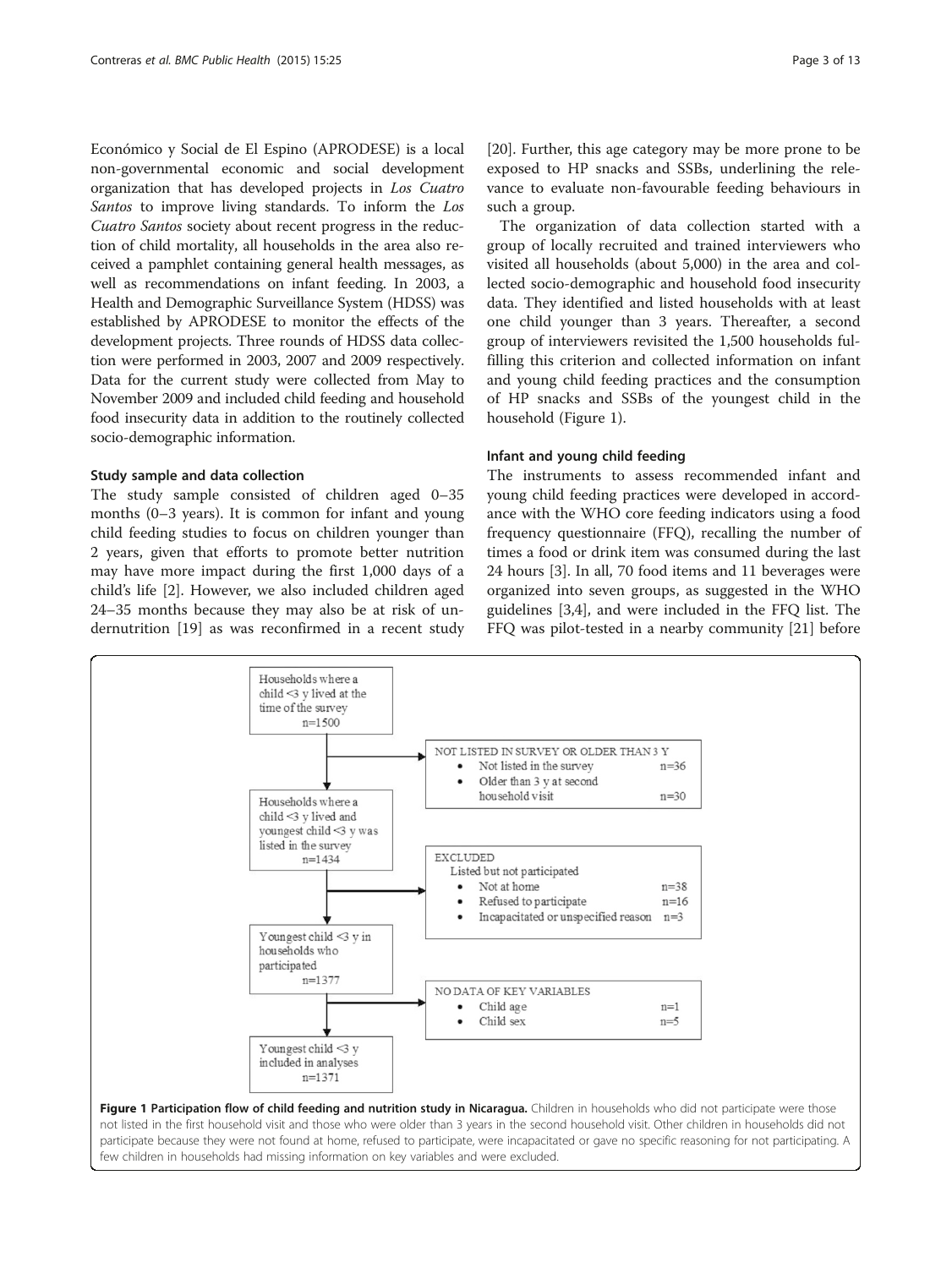Económico y Social de El Espino (APRODESE) is a local non-governmental economic and social development organization that has developed projects in *Los Cuatro Santos* to improve living standards. To inform the *Los Cuatro Santos* society about recent progress in the reduction of child mortality, all households in the area also received a pamphlet containing general health messages, as well as recommendations on infant feeding. In 2003, a Health and Demographic Surveillance System (HDSS) was established by APRODESE to monitor the effects of the development projects. Three rounds of HDSS data collection were performed in 2003, 2007 and 2009 respectively. Data for the current study were collected from May to November 2009 and included child feeding and household food insecurity data in addition to the routinely collected socio-demographic information.

### Study sample and data collection

The study sample consisted of children aged 0–35 months (0–3 years). It is common for infant and young child feeding studies to focus on children younger than 2 years, given that efforts to promote better nutrition may have more impact during the first 1,000 days of a child's life [2]. However, we also included children aged 24–35 months because they may also be at risk of undernutrition [19] as was reconfirmed in a recent study [20]. Further, this age category may be more prone to be exposed to HP snacks and SSBs, underlining the relevance to evaluate non-favourable feeding behaviours in such a group.

The organization of data collection started with a group of locally recruited and trained interviewers who visited all households (about 5,000) in the area and collected socio-demographic and household food insecurity data. They identified and listed households with at least one child younger than 3 years. Thereafter, a second group of interviewers revisited the 1,500 households fulfilling this criterion and collected information on infant and young child feeding practices and the consumption of HP snacks and SSBs of the youngest child in the household (Figure 1).

### Infant and young child feeding

The instruments to assess recommended infant and young child feeding practices were developed in accordance with the WHO core feeding indicators using a food frequency questionnaire (FFQ), recalling the number of times a food or drink item was consumed during the last 24 hours [3]. In all, 70 food items and 11 beverages were organized into seven groups, as suggested in the WHO guidelines [3,4], and were included in the FFQ list. The FFQ was pilot-tested in a nearby community [21] before

Households where a child <3 y lived at the time of the survey n=1500

NOT LISTED IN SURVEY OR OLDER THAN 3 Y
- Not listed in the survey n=36
- Older than 3 y at second household visit n=30

Households where a child <3 y lived and youngest child <3 y was listed in the survey n=1434

EXCLUDED
Listed but not participated
- Not at home n=38
- Refused to participate n=16
- Incapacitated or unspecified reason n=3

Youngest child <3 y in households who participated n=1377

NO DATA OF KEY VARIABLES
- Child age n=1
- Child sex n=5

Youngest child <3 y included in analyses n=1371

**Figure 1 Participation flow of child feeding and nutrition study in Nicaragua.** Children in households who did not participate were those not listed in the first household visit and those who were older than 3 years in the second household visit. Other children in households did not participate because they were not found at home, refused to participate, were incapacitated or gave no specific reasoning for not participating. A few children in households had missing information on key variables and were excluded.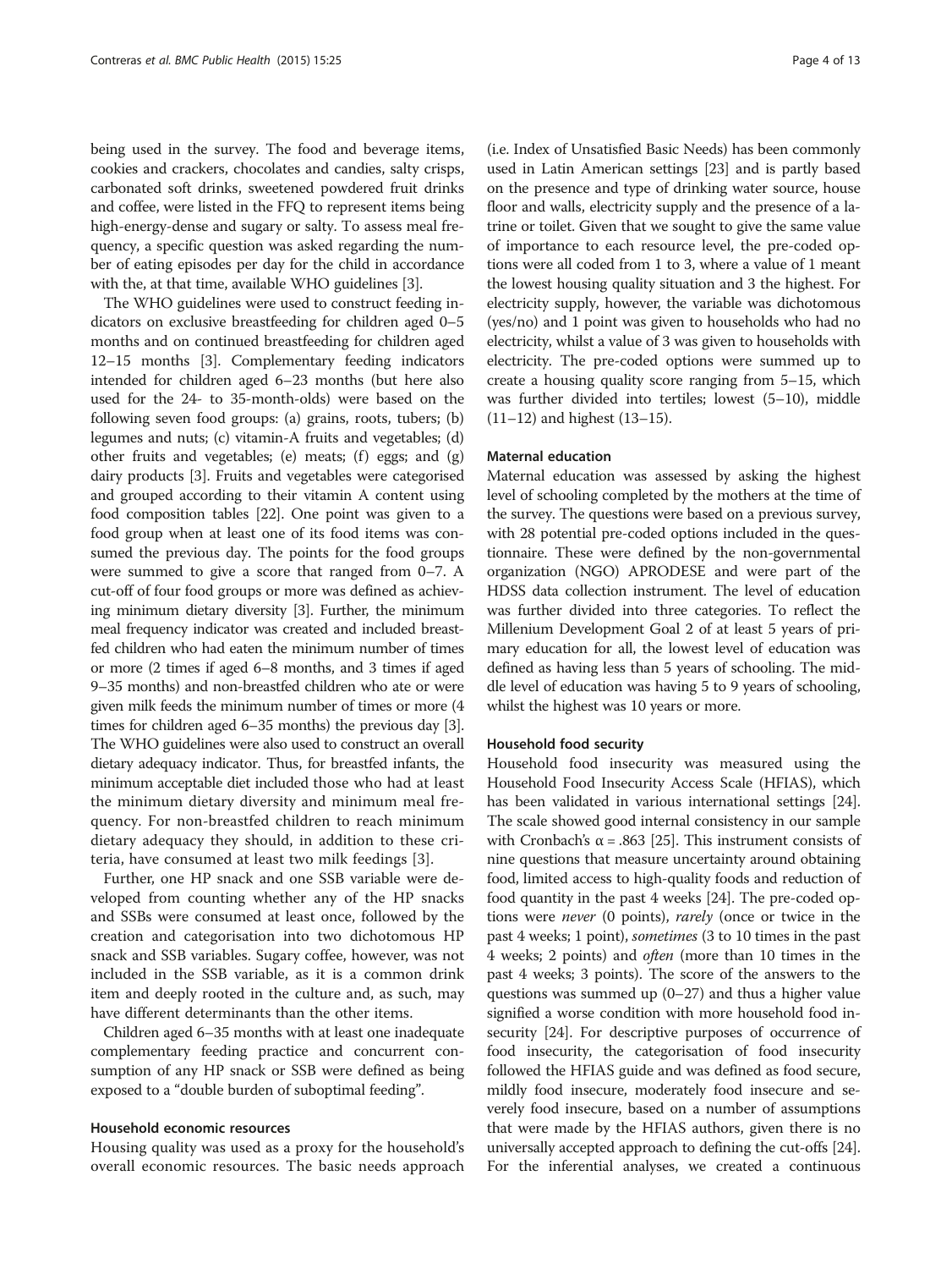being used in the survey. The food and beverage items, cookies and crackers, chocolates and candies, salty crisps, carbonated soft drinks, sweetened powdered fruit drinks and coffee, were listed in the FFQ to represent items being high-energy-dense and sugary or salty. To assess meal frequency, a specific question was asked regarding the number of eating episodes per day for the child in accordance with the, at that time, available WHO guidelines [3].

The WHO guidelines were used to construct feeding indicators on exclusive breastfeeding for children aged 0–5 months and on continued breastfeeding for children aged 12–15 months [3]. Complementary feeding indicators intended for children aged 6–23 months (but here also used for the 24- to 35-month-olds) were based on the following seven food groups: (a) grains, roots, tubers; (b) legumes and nuts; (c) vitamin-A fruits and vegetables; (d) other fruits and vegetables; (e) meats; (f) eggs; and (g) dairy products [3]. Fruits and vegetables were categorised and grouped according to their vitamin A content using food composition tables [22]. One point was given to a food group when at least one of its food items was consumed the previous day. The points for the food groups were summed to give a score that ranged from 0–7. A cut-off of four food groups or more was defined as achieving minimum dietary diversity [3]. Further, the minimum meal frequency indicator was created and included breastfed children who had eaten the minimum number of times or more (2 times if aged 6–8 months, and 3 times if aged 9–35 months) and non-breastfed children who ate or were given milk feeds the minimum number of times or more (4 times for children aged 6–35 months) the previous day [3]. The WHO guidelines were also used to construct an overall dietary adequacy indicator. Thus, for breastfed infants, the minimum acceptable diet included those who had at least the minimum dietary diversity and minimum meal frequency. For non-breastfed children to reach minimum dietary adequacy they should, in addition to these criteria, have consumed at least two milk feedings [3].

Further, one HP snack and one SSB variable were developed from counting whether any of the HP snacks and SSBs were consumed at least once, followed by the creation and categorisation into two dichotomous HP snack and SSB variables. Sugary coffee, however, was not included in the SSB variable, as it is a common drink item and deeply rooted in the culture and, as such, may have different determinants than the other items.

Children aged 6–35 months with at least one inadequate complementary feeding practice and concurrent consumption of any HP snack or SSB were defined as being exposed to a "double burden of suboptimal feeding".

### Household economic resources

Housing quality was used as a proxy for the household's overall economic resources. The basic needs approach (i.e. Index of Unsatisfied Basic Needs) has been commonly used in Latin American settings [23] and is partly based on the presence and type of drinking water source, house floor and walls, electricity supply and the presence of a latrine or toilet. Given that we sought to give the same value of importance to each resource level, the pre-coded options were all coded from 1 to 3, where a value of 1 meant the lowest housing quality situation and 3 the highest. For electricity supply, however, the variable was dichotomous (yes/no) and 1 point was given to households who had no electricity, whilst a value of 3 was given to households with electricity. The pre-coded options were summed up to create a housing quality score ranging from 5–15, which was further divided into tertiles; lowest (5–10), middle (11–12) and highest (13–15).

### Maternal education

Maternal education was assessed by asking the highest level of schooling completed by the mothers at the time of the survey. The questions were based on a previous survey, with 28 potential pre-coded options included in the questionnaire. These were defined by the non-governmental organization (NGO) APRODESE and were part of the HDSS data collection instrument. The level of education was further divided into three categories. To reflect the Millenium Development Goal 2 of at least 5 years of primary education for all, the lowest level of education was defined as having less than 5 years of schooling. The middle level of education was having 5 to 9 years of schooling, whilst the highest was 10 years or more.

### Household food security

Household food insecurity was measured using the Household Food Insecurity Access Scale (HFIAS), which has been validated in various international settings [24]. The scale showed good internal consistency in our sample with Cronbach's $\alpha = .863$ [25]. This instrument consists of nine questions that measure uncertainty around obtaining food, limited access to high-quality foods and reduction of food quantity in the past 4 weeks [24]. The pre-coded options were *never* (0 points), *rarely* (once or twice in the past 4 weeks; 1 point), *sometimes* (3 to 10 times in the past 4 weeks; 2 points) and *often* (more than 10 times in the past 4 weeks; 3 points). The score of the answers to the questions was summed up (0–27) and thus a higher value signified a worse condition with more household food insecurity [24]. For descriptive purposes of occurrence of food insecurity, the categorisation of food insecurity followed the HFIAS guide and was defined as food secure, mildly food insecure, moderately food insecure and severely food insecure, based on a number of assumptions that were made by the HFIAS authors, given there is no universally accepted approach to defining the cut-offs [24]. For the inferential analyses, we created a continuous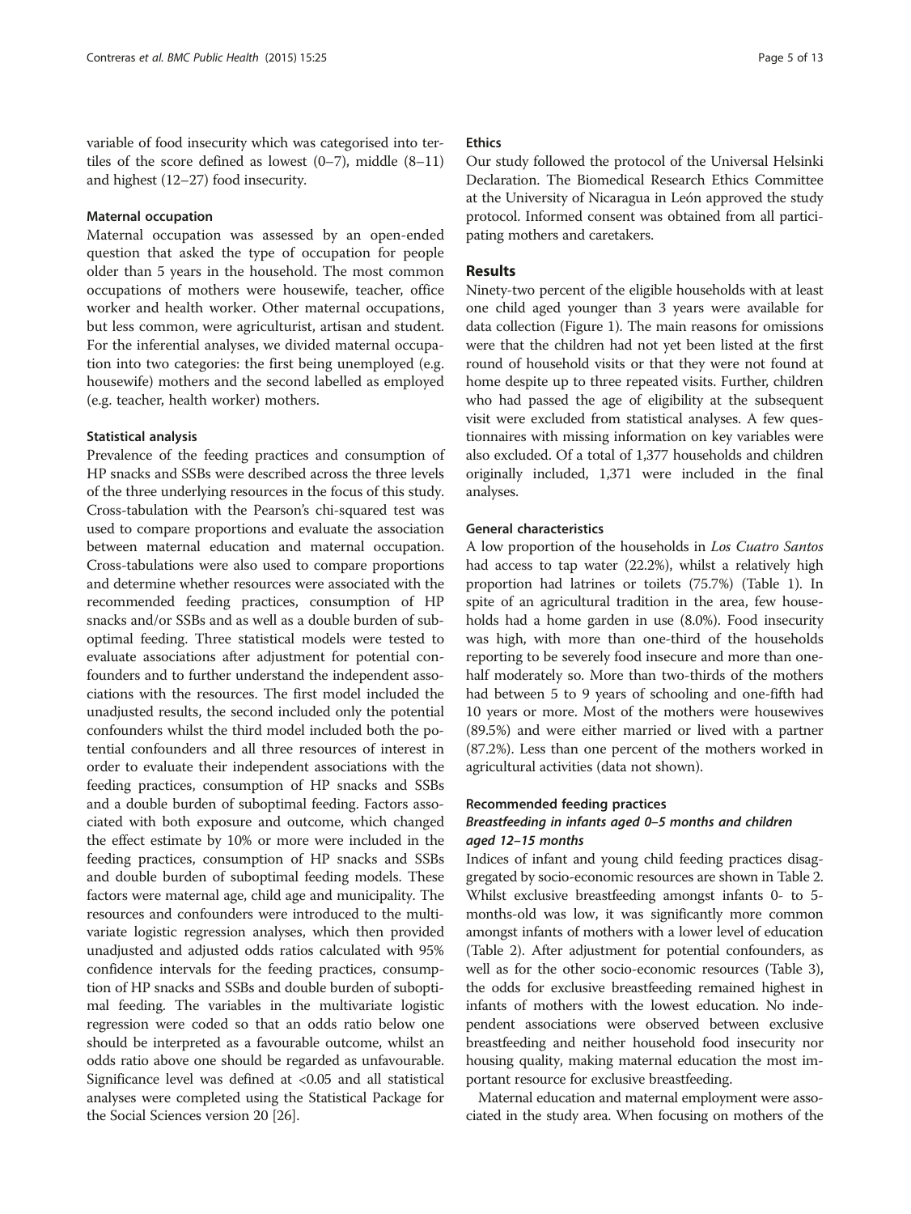variable of food insecurity which was categorised into tertiles of the score defined as lowest (0–7), middle (8–11) and highest (12–27) food insecurity.

#### Maternal occupation

Maternal occupation was assessed by an open-ended question that asked the type of occupation for people older than 5 years in the household. The most common occupations of mothers were housewife, teacher, office worker and health worker. Other maternal occupations, but less common, were agriculturist, artisan and student. For the inferential analyses, we divided maternal occupation into two categories: the first being unemployed (e.g. housewife) mothers and the second labelled as employed (e.g. teacher, health worker) mothers.

#### Statistical analysis

Prevalence of the feeding practices and consumption of HP snacks and SSBs were described across the three levels of the three underlying resources in the focus of this study. Cross-tabulation with the Pearson's chi-squared test was used to compare proportions and evaluate the association between maternal education and maternal occupation. Cross-tabulations were also used to compare proportions and determine whether resources were associated with the recommended feeding practices, consumption of HP snacks and/or SSBs and as well as a double burden of suboptimal feeding. Three statistical models were tested to evaluate associations after adjustment for potential confounders and to further understand the independent associations with the resources. The first model included the unadjusted results, the second included only the potential confounders whilst the third model included both the potential confounders and all three resources of interest in order to evaluate their independent associations with the feeding practices, consumption of HP snacks and SSBs and a double burden of suboptimal feeding. Factors associated with both exposure and outcome, which changed the effect estimate by 10% or more were included in the feeding practices, consumption of HP snacks and SSBs and double burden of suboptimal feeding models. These factors were maternal age, child age and municipality. The resources and confounders were introduced to the multivariate logistic regression analyses, which then provided unadjusted and adjusted odds ratios calculated with 95% confidence intervals for the feeding practices, consumption of HP snacks and SSBs and double burden of suboptimal feeding. The variables in the multivariate logistic regression were coded so that an odds ratio below one should be interpreted as a favourable outcome, whilst an odds ratio above one should be regarded as unfavourable. Significance level was defined at <0.05 and all statistical analyses were completed using the Statistical Package for the Social Sciences version 20 [26].

#### Ethics

Our study followed the protocol of the Universal Helsinki Declaration. The Biomedical Research Ethics Committee at the University of Nicaragua in León approved the study protocol. Informed consent was obtained from all participating mothers and caretakers.

## Results

Ninety-two percent of the eligible households with at least one child aged younger than 3 years were available for data collection (Figure 1). The main reasons for omissions were that the children had not yet been listed at the first round of household visits or that they were not found at home despite up to three repeated visits. Further, children who had passed the age of eligibility at the subsequent visit were excluded from statistical analyses. A few questionnaires with missing information on key variables were also excluded. Of a total of 1,377 households and children originally included, 1,371 were included in the final analyses.

#### General characteristics

A low proportion of the households in *Los Cuatro Santos* had access to tap water (22.2%), whilst a relatively high proportion had latrines or toilets (75.7%) (Table 1). In spite of an agricultural tradition in the area, few households had a home garden in use (8.0%). Food insecurity was high, with more than one-third of the households reporting to be severely food insecure and more than one-half moderately so. More than two-thirds of the mothers had between 5 to 9 years of schooling and one-fifth had 10 years or more. Most of the mothers were housewives (89.5%) and were either married or lived with a partner (87.2%). Less than one percent of the mothers worked in agricultural activities (data not shown).

#### Recommended feeding practices

##### *Breastfeeding in infants aged 0–5 months and children aged 12–15 months*

Indices of infant and young child feeding practices disaggregated by socio-economic resources are shown in Table 2. Whilst exclusive breastfeeding amongst infants 0- to 5-months-old was low, it was significantly more common amongst infants of mothers with a lower level of education (Table 2). After adjustment for potential confounders, as well as for the other socio-economic resources (Table 3), the odds for exclusive breastfeeding remained highest in infants of mothers with the lowest education. No independent associations were observed between exclusive breastfeeding and neither household food insecurity nor housing quality, making maternal education the most important resource for exclusive breastfeeding.

Maternal education and maternal employment were associated in the study area. When focusing on mothers of the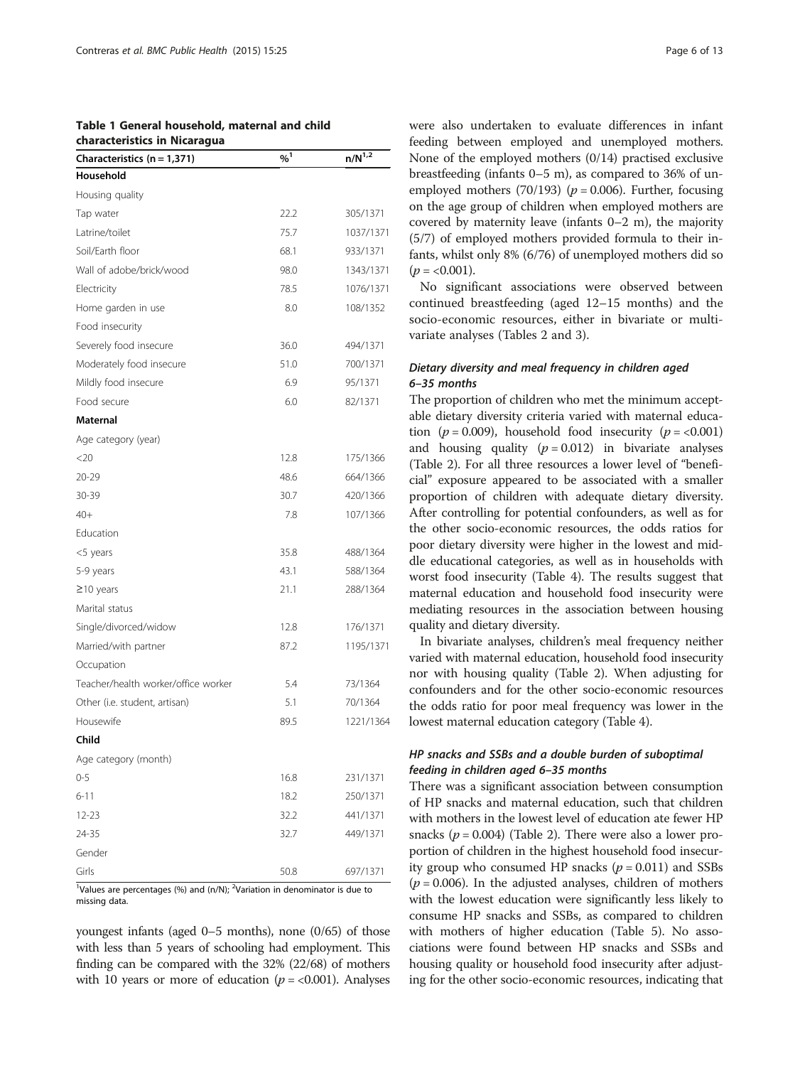**Table 1 General household, maternal and child characteristics in Nicaragua**

| Characteristics (n = 1,371) | %[1] | n/N[1,2] |
|---|---|---|
| **Household** | | |
| Housing quality | | |
| Tap water | 22.2 | 305/1371 |
| Latrine/toilet | 75.7 | 1037/1371 |
| Soil/Earth floor | 68.1 | 933/1371 |
| Wall of adobe/brick/wood | 98.0 | 1343/1371 |
| Electricity | 78.5 | 1076/1371 |
| Home garden in use | 8.0 | 108/1352 |
| Food insecurity | | |
| Severely food insecure | 36.0 | 494/1371 |
| Moderately food insecure | 51.0 | 700/1371 |
| Mildly food insecure | 6.9 | 95/1371 |
| Food secure | 6.0 | 82/1371 |
| **Maternal** | | |
| Age category (year) | | |
| <20 | 12.8 | 175/1366 |
| 20-29 | 48.6 | 664/1366 |
| 30-39 | 30.7 | 420/1366 |
| 40+ | 7.8 | 107/1366 |
| Education | | |
| <5 years | 35.8 | 488/1364 |
| 5-9 years | 43.1 | 588/1364 |
| ≥10 years | 21.1 | 288/1364 |
| Marital status | | |
| Single/divorced/widow | 12.8 | 176/1371 |
| Married/with partner | 87.2 | 1195/1371 |
| Occupation | | |
| Teacher/health worker/office worker | 5.4 | 73/1364 |
| Other (i.e. student, artisan) | 5.1 | 70/1364 |
| Housewife | 89.5 | 1221/1364 |
| **Child** | | |
| Age category (month) | | |
| 0-5 | 16.8 | 231/1371 |
| 6-11 | 18.2 | 250/1371 |
| 12-23 | 32.2 | 441/1371 |
| 24-35 | 32.7 | 449/1371 |
| Gender | | |
| Girls | 50.8 | 697/1371 |

[1]Values are percentages (%) and (n/N); [2]Variation in denominator is due to missing data.

youngest infants (aged 0–5 months), none (0/65) of those with less than 5 years of schooling had employment. This finding can be compared with the 32% (22/68) of mothers with 10 years or more of education ($p = <0.001$). Analyses were also undertaken to evaluate differences in infant feeding between employed and unemployed mothers. None of the employed mothers (0/14) practised exclusive breastfeeding (infants 0–5 m), as compared to 36% of unemployed mothers (70/193) ($p = 0.006$). Further, focusing on the age group of children when employed mothers are covered by maternity leave (infants 0–2 m), the majority (5/7) of employed mothers provided formula to their infants, whilst only 8% (6/76) of unemployed mothers did so ($p = <0.001$).

No significant associations were observed between continued breastfeeding (aged 12–15 months) and the socio-economic resources, either in bivariate or multivariate analyses (Tables 2 and 3).

### *Dietary diversity and meal frequency in children aged 6–35 months*

The proportion of children who met the minimum acceptable dietary diversity criteria varied with maternal education ($p = 0.009$), household food insecurity ($p = <0.001$) and housing quality ($p = 0.012$) in bivariate analyses (Table 2). For all three resources a lower level of "beneficial" exposure appeared to be associated with a smaller proportion of children with adequate dietary diversity. After controlling for potential confounders, as well as for the other socio-economic resources, the odds ratios for poor dietary diversity were higher in the lowest and middle educational categories, as well as in households with worst food insecurity (Table 4). The results suggest that maternal education and household food insecurity were mediating resources in the association between housing quality and dietary diversity.

In bivariate analyses, children's meal frequency neither varied with maternal education, household food insecurity nor with housing quality (Table 2). When adjusting for confounders and for the other socio-economic resources the odds ratio for poor meal frequency was lower in the lowest maternal education category (Table 4).

### *HP snacks and SSBs and a double burden of suboptimal feeding in children aged 6–35 months*

There was a significant association between consumption of HP snacks and maternal education, such that children with mothers in the lowest level of education ate fewer HP snacks ($p = 0.004$) (Table 2). There were also a lower proportion of children in the highest household food insecurity group who consumed HP snacks ($p = 0.011$) and SSBs ($p = 0.006$). In the adjusted analyses, children of mothers with the lowest education were significantly less likely to consume HP snacks and SSBs, as compared to children with mothers of higher education (Table 5). No associations were found between HP snacks and SSBs and housing quality or household food insecurity after adjusting for the other socio-economic resources, indicating that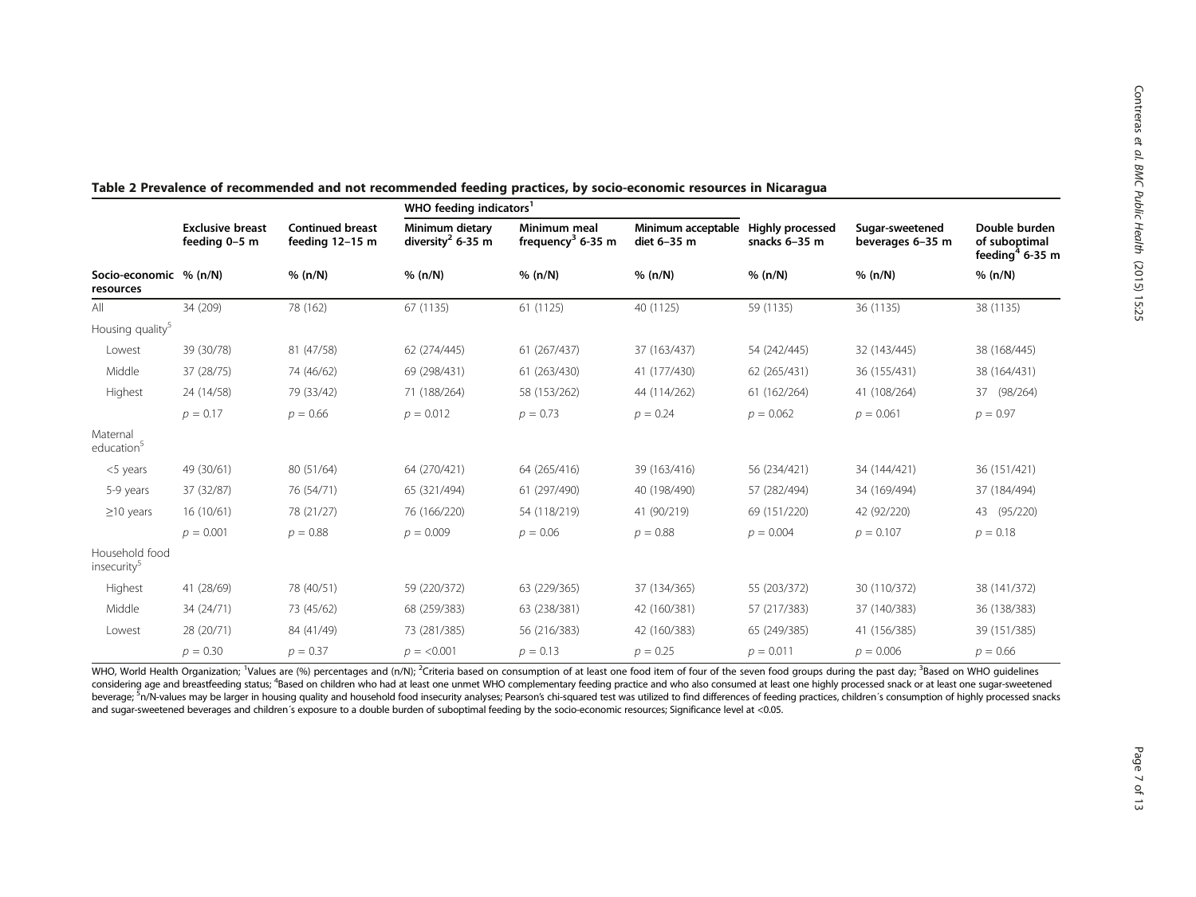**Table 2 Prevalence of recommended and not recommended feeding practices, by socio-economic resources in Nicaragua**

| | Exclusive breast feeding 0–5 m | Continued breast feeding 12–15 m | WHO feeding indicators[1] Minimum dietary diversity[2] 6-35 m | Minimum meal frequency[3] 6-35 m | Minimum acceptable diet 6–35 m | Highly processed snacks 6–35 m | Sugar-sweetened beverages 6–35 m | Double burden of suboptimal feeding[4] 6-35 m |
|---|---|---|---|---|---|---|---|---|
| Socio-economic resources | % (n/N) | % (n/N) | % (n/N) | % (n/N) | % (n/N) | % (n/N) | % (n/N) | % (n/N) |
| All | 34 (209) | 78 (162) | 67 (1135) | 61 (1125) | 40 (1125) | 59 (1135) | 36 (1135) | 38 (1135) |
| Housing quality[5] | | | | | | | | |
| Lowest | 39 (30/78) | 81 (47/58) | 62 (274/445) | 61 (267/437) | 37 (163/437) | 54 (242/445) | 32 (143/445) | 38 (168/445) |
| Middle | 37 (28/75) | 74 (46/62) | 69 (298/431) | 61 (263/430) | 41 (177/430) | 62 (265/431) | 36 (155/431) | 38 (164/431) |
| Highest | 24 (14/58) | 79 (33/42) | 71 (188/264) | 58 (153/262) | 44 (114/262) | 61 (162/264) | 41 (108/264) | 37 (98/264) |
| | $p = 0.17$ | $p = 0.66$ | $p = 0.012$ | $p = 0.73$ | $p = 0.24$ | $p = 0.062$ | $p = 0.061$ | $p = 0.97$ |
| Maternal education[5] | | | | | | | | |
| <5 years | 49 (30/61) | 80 (51/64) | 64 (270/421) | 64 (265/416) | 39 (163/416) | 56 (234/421) | 34 (144/421) | 36 (151/421) |
| 5-9 years | 37 (32/87) | 76 (54/71) | 65 (321/494) | 61 (297/490) | 40 (198/490) | 57 (282/494) | 34 (169/494) | 37 (184/494) |
| ≥10 years | 16 (10/61) | 78 (21/27) | 76 (166/220) | 54 (118/219) | 41 (90/219) | 69 (151/220) | 42 (92/220) | 43 (95/220) |
| | $p = 0.001$ | $p = 0.88$ | $p = 0.009$ | $p = 0.06$ | $p = 0.88$ | $p = 0.004$ | $p = 0.107$ | $p = 0.18$ |
| Household food insecurity[5] | | | | | | | | |
| Highest | 41 (28/69) | 78 (40/51) | 59 (220/372) | 63 (229/365) | 37 (134/365) | 55 (203/372) | 30 (110/372) | 38 (141/372) |
| Middle | 34 (24/71) | 73 (45/62) | 68 (259/383) | 63 (238/381) | 42 (160/381) | 57 (217/383) | 37 (140/383) | 36 (138/383) |
| Lowest | 28 (20/71) | 84 (41/49) | 73 (281/385) | 56 (216/383) | 42 (160/383) | 65 (249/385) | 41 (156/385) | 39 (151/385) |
| | $p = 0.30$ | $p = 0.37$ | $p = <0.001$ | $p = 0.13$ | $p = 0.25$ | $p = 0.011$ | $p = 0.006$ | $p = 0.66$ |

WHO, World Health Organization; [1]Values are (%) percentages and (n/N); [2]Criteria based on consumption of at least one food item of four of the seven food groups during the past day; [3]Based on WHO guidelines considering age and breastfeeding status; [4]Based on children who had at least one unmet WHO complementary feeding practice and who also consumed at least one highly processed snack or at least one sugar-sweetened beverage; [5]n/N-values may be larger in housing quality and household food insecurity analyses; Pearson's chi-squared test was utilized to find differences of feeding practices, children´s consumption of highly processed snacks and sugar-sweetened beverages and children´s exposure to a double burden of suboptimal feeding by the socio-economic resources; Significance level at <0.05.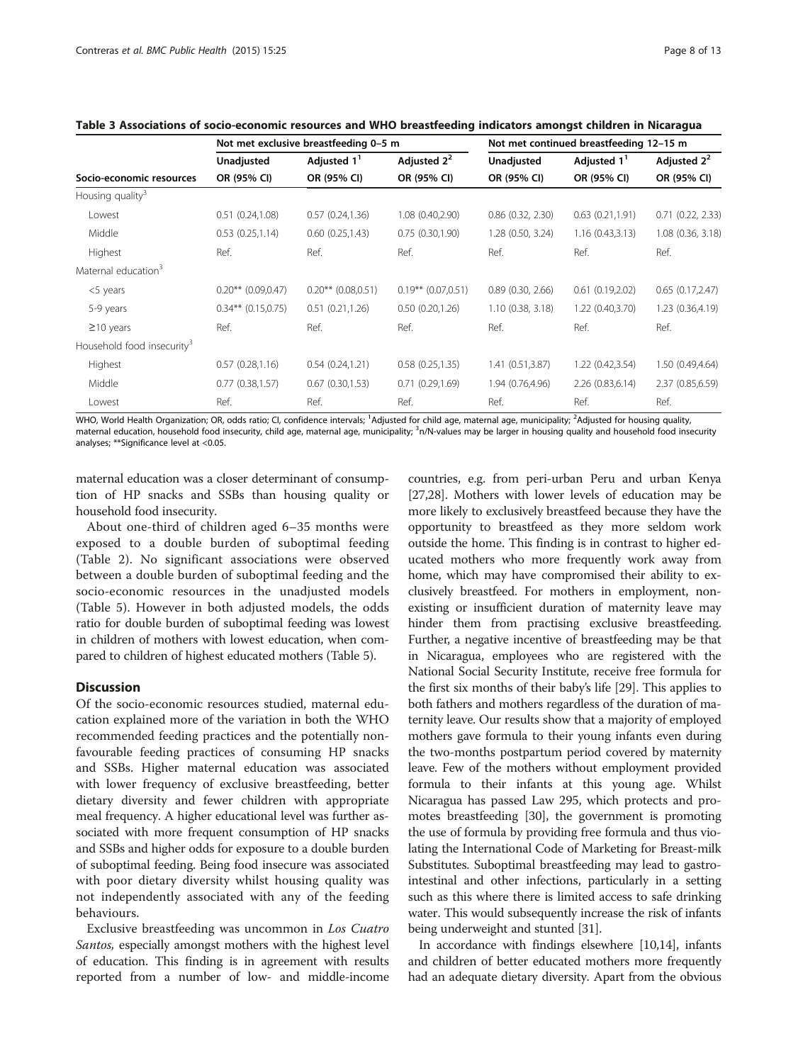**Table 3 Associations of socio-economic resources and WHO breastfeeding indicators amongst children in Nicaragua**

| | Not met exclusive breastfeeding 0–5 m | | | Not met continued breastfeeding 12–15 m | | |
|---|---|---|---|---|---|---|
| | Unadjusted | Adjusted 1[1] | Adjusted 2[2] | Unadjusted | Adjusted 1[1] | Adjusted 2[2] |
| Socio-economic resources | OR (95% CI) | OR (95% CI) | OR (95% CI) | OR (95% CI) | OR (95% CI) | OR (95% CI) |
| Housing quality[3] | | | | | | |
| Lowest | 0.51 (0.24,1.08) | 0.57 (0.24,1.36) | 1.08 (0.40,2.90) | 0.86 (0.32, 2.30) | 0.63 (0.21,1.91) | 0.71 (0.22, 2.33) |
| Middle | 0.53 (0.25,1.14) | 0.60 (0.25,1.43) | 0.75 (0.30,1.90) | 1.28 (0.50, 3.24) | 1.16 (0.43,3.13) | 1.08 (0.36, 3.18) |
| Highest | Ref. | Ref. | Ref. | Ref. | Ref. | Ref. |
| Maternal education[3] | | | | | | |
| <5 years | 0.20** (0.09,0.47) | 0.20** (0.08,0.51) | 0.19** (0.07,0.51) | 0.89 (0.30, 2.66) | 0.61 (0.19,2.02) | 0.65 (0.17,2.47) |
| 5-9 years | 0.34** (0.15,0.75) | 0.51 (0.21,1.26) | 0.50 (0.20,1.26) | 1.10 (0.38, 3.18) | 1.22 (0.40,3.70) | 1.23 (0.36,4.19) |
| ≥10 years | Ref. | Ref. | Ref. | Ref. | Ref. | Ref. |
| Household food insecurity[3] | | | | | | |
| Highest | 0.57 (0.28,1.16) | 0.54 (0.24,1.21) | 0.58 (0.25,1.35) | 1.41 (0.51,3.87) | 1.22 (0.42,3.54) | 1.50 (0.49,4.64) |
| Middle | 0.77 (0.38,1.57) | 0.67 (0.30,1.53) | 0.71 (0.29,1.69) | 1.94 (0.76,4.96) | 2.26 (0.83,6.14) | 2.37 (0.85,6.59) |
| Lowest | Ref. | Ref. | Ref. | Ref. | Ref. | Ref. |

WHO, World Health Organization; OR, odds ratio; CI, confidence intervals; [1]Adjusted for child age, maternal age, municipality; [2]Adjusted for housing quality, maternal education, household food insecurity, child age, maternal age, municipality; [3]n/N-values may be larger in housing quality and household food insecurity analyses; **Significance level at <0.05.

maternal education was a closer determinant of consumption of HP snacks and SSBs than housing quality or household food insecurity.

About one-third of children aged 6–35 months were exposed to a double burden of suboptimal feeding (Table 2). No significant associations were observed between a double burden of suboptimal feeding and the socio-economic resources in the unadjusted models (Table 5). However in both adjusted models, the odds ratio for double burden of suboptimal feeding was lowest in children of mothers with lowest education, when compared to children of highest educated mothers (Table 5).

## Discussion

Of the socio-economic resources studied, maternal education explained more of the variation in both the WHO recommended feeding practices and the potentially non-favourable feeding practices of consuming HP snacks and SSBs. Higher maternal education was associated with lower frequency of exclusive breastfeeding, better dietary diversity and fewer children with appropriate meal frequency. A higher educational level was further associated with more frequent consumption of HP snacks and SSBs and higher odds for exposure to a double burden of suboptimal feeding. Being food insecure was associated with poor dietary diversity whilst housing quality was not independently associated with any of the feeding behaviours.

Exclusive breastfeeding was uncommon in *Los Cuatro Santos*, especially amongst mothers with the highest level of education. This finding is in agreement with results reported from a number of low- and middle-income countries, e.g. from peri-urban Peru and urban Kenya [27,28]. Mothers with lower levels of education may be more likely to exclusively breastfeed because they have the opportunity to breastfeed as they more seldom work outside the home. This finding is in contrast to higher educated mothers who more frequently work away from home, which may have compromised their ability to exclusively breastfeed. For mothers in employment, non-existing or insufficient duration of maternity leave may hinder them from practising exclusive breastfeeding. Further, a negative incentive of breastfeeding may be that in Nicaragua, employees who are registered with the National Social Security Institute, receive free formula for the first six months of their baby's life [29]. This applies to both fathers and mothers regardless of the duration of maternity leave. Our results show that a majority of employed mothers gave formula to their young infants even during the two-months postpartum period covered by maternity leave. Few of the mothers without employment provided formula to their infants at this young age. Whilst Nicaragua has passed Law 295, which protects and promotes breastfeeding [30], the government is promoting the use of formula by providing free formula and thus violating the International Code of Marketing for Breast-milk Substitutes. Suboptimal breastfeeding may lead to gastrointestinal and other infections, particularly in a setting such as this where there is limited access to safe drinking water. This would subsequently increase the risk of infants being underweight and stunted [31].

In accordance with findings elsewhere [10,14], infants and children of better educated mothers more frequently had an adequate dietary diversity. Apart from the obvious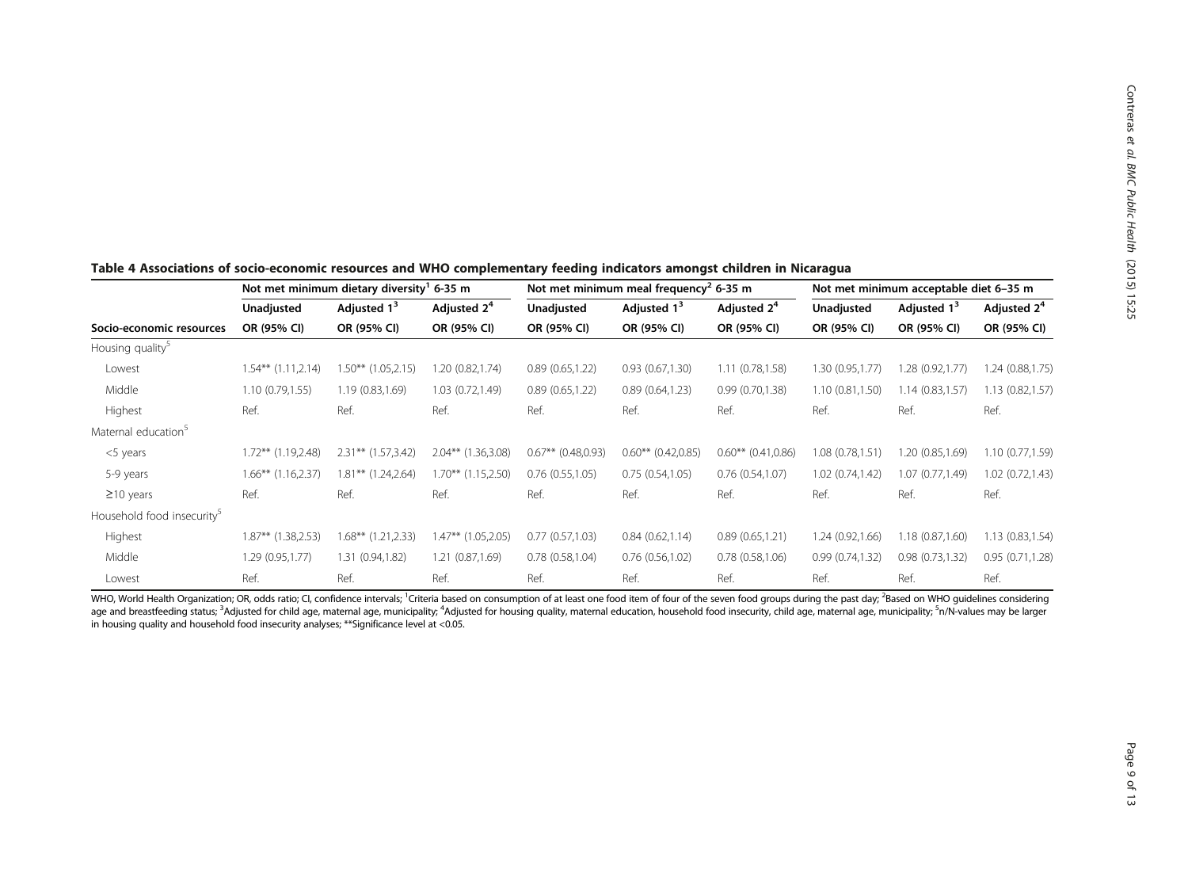**Table 4 Associations of socio-economic resources and WHO complementary feeding indicators amongst children in Nicaragua**

| | Not met minimum dietary diversity[1] 6-35 m | | | Not met minimum meal frequency[2] 6-35 m | | | Not met minimum acceptable diet 6–35 m | | |
|---|---|---|---|---|---|---|---|---|---|
| | Unadjusted | Adjusted 1[3] | Adjusted 2[4] | Unadjusted | Adjusted 1[3] | Adjusted 2[4] | Unadjusted | Adjusted 1[3] | Adjusted 2[4] |
| **Socio-economic resources** | **OR (95% CI)** | **OR (95% CI)** | **OR (95% CI)** | **OR (95% CI)** | **OR (95% CI)** | **OR (95% CI)** | **OR (95% CI)** | **OR (95% CI)** | **OR (95% CI)** |
| Housing quality[5] | | | | | | | | | |
| Lowest | 1.54** (1.11,2.14) | 1.50** (1.05,2.15) | 1.20 (0.82,1.74) | 0.89 (0.65,1.22) | 0.93 (0.67,1.30) | 1.11 (0.78,1.58) | 1.30 (0.95,1.77) | 1.28 (0.92,1.77) | 1.24 (0.88,1.75) |
| Middle | 1.10 (0.79,1.55) | 1.19 (0.83,1.69) | 1.03 (0.72,1.49) | 0.89 (0.65,1.22) | 0.89 (0.64,1.23) | 0.99 (0.70,1.38) | 1.10 (0.81,1.50) | 1.14 (0.83,1.57) | 1.13 (0.82,1.57) |
| Highest | Ref. | Ref. | Ref. | Ref. | Ref. | Ref. | Ref. | Ref. | Ref. |
| Maternal education[5] | | | | | | | | | |
| <5 years | 1.72** (1.19,2.48) | 2.31** (1.57,3.42) | 2.04** (1.36,3.08) | 0.67** (0.48,0.93) | 0.60** (0.42,0.85) | 0.60** (0.41,0.86) | 1.08 (0.78,1.51) | 1.20 (0.85,1.69) | 1.10 (0.77,1.59) |
| 5-9 years | 1.66** (1.16,2.37) | 1.81** (1.24,2.64) | 1.70** (1.15,2.50) | 0.76 (0.55,1.05) | 0.75 (0.54,1.05) | 0.76 (0.54,1.07) | 1.02 (0.74,1.42) | 1.07 (0.77,1.49) | 1.02 (0.72,1.43) |
| ≥10 years | Ref. | Ref. | Ref. | Ref. | Ref. | Ref. | Ref. | Ref. | Ref. |
| Household food insecurity[5] | | | | | | | | | |
| Highest | 1.87** (1.38,2.53) | 1.68** (1.21,2.33) | 1.47** (1.05,2.05) | 0.77 (0.57,1.03) | 0.84 (0.62,1.14) | 0.89 (0.65,1.21) | 1.24 (0.92,1.66) | 1.18 (0.87,1.60) | 1.13 (0.83,1.54) |
| Middle | 1.29 (0.95,1.77) | 1.31 (0.94,1.82) | 1.21 (0.87,1.69) | 0.78 (0.58,1.04) | 0.76 (0.56,1.02) | 0.78 (0.58,1.06) | 0.99 (0.74,1.32) | 0.98 (0.73,1.32) | 0.95 (0.71,1.28) |
| Lowest | Ref. | Ref. | Ref. | Ref. | Ref. | Ref. | Ref. | Ref. | Ref. |

WHO, World Health Organization; OR, odds ratio; CI, confidence intervals; [1]Criteria based on consumption of at least one food item of four of the seven food groups during the past day; [2]Based on WHO guidelines considering age and breastfeeding status; [3]Adjusted for child age, maternal age, municipality; [4]Adjusted for housing quality, maternal education, household food insecurity, child age, maternal age, municipality; [5]n/N-values may be larger in housing quality and household food insecurity analyses; **Significance level at <0.05.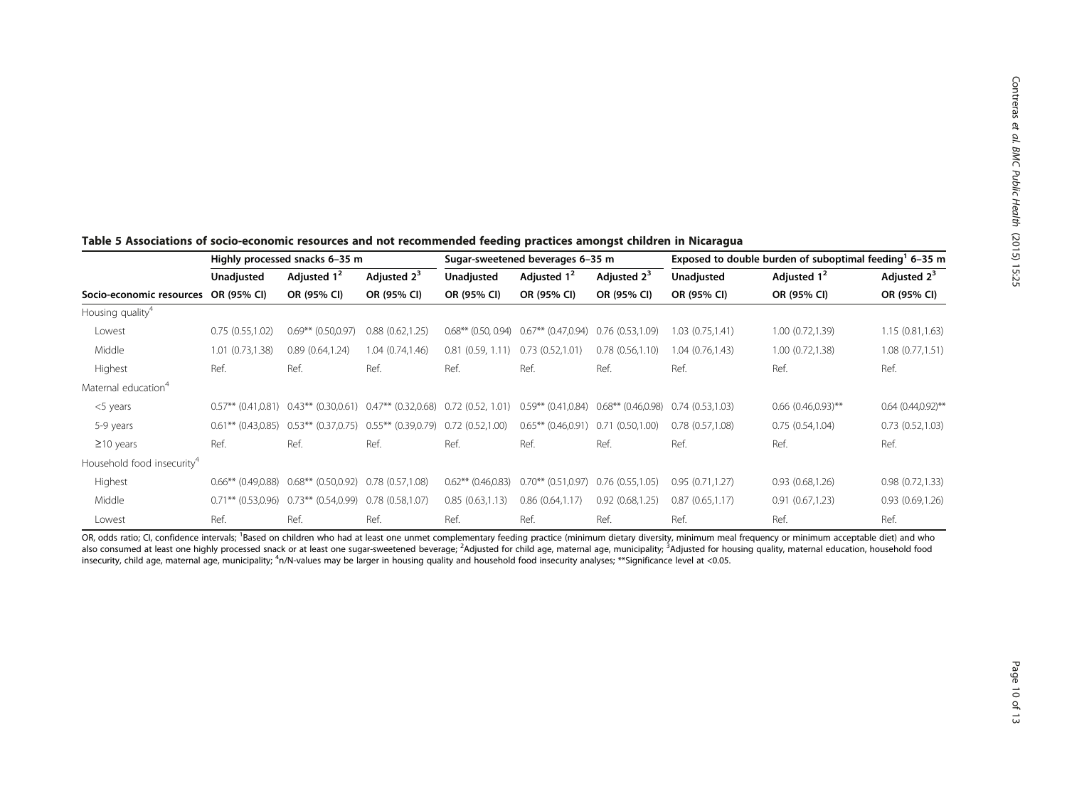**Table 5 Associations of socio-economic resources and not recommended feeding practices amongst children in Nicaragua**

| | Highly processed snacks 6–35 m | | | Sugar-sweetened beverages 6–35 m | | | Exposed to double burden of suboptimal feeding[1] 6–35 m | | |
|---|---|---|---|---|---|---|---|---|---|
| | Unadjusted | Adjusted 1[2] | Adjusted 2[3] | Unadjusted | Adjusted 1[2] | Adjusted 2[3] | Unadjusted | Adjusted 1[2] | Adjusted 2[3] |
| Socio-economic resources | OR (95% CI) | OR (95% CI) | OR (95% CI) | OR (95% CI) | OR (95% CI) | OR (95% CI) | OR (95% CI) | OR (95% CI) | OR (95% CI) |
| Housing quality[4] | | | | | | | | | |
| Lowest | 0.75 (0.55,1.02) | 0.69** (0.50,0.97) | 0.88 (0.62,1.25) | 0.68** (0.50, 0.94) | 0.67** (0.47,0.94) | 0.76 (0.53,1.09) | 1.03 (0.75,1.41) | 1.00 (0.72,1.39) | 1.15 (0.81,1.63) |
| Middle | 1.01 (0.73,1.38) | 0.89 (0.64,1.24) | 1.04 (0.74,1.46) | 0.81 (0.59, 1.11) | 0.73 (0.52,1.01) | 0.78 (0.56,1.10) | 1.04 (0.76,1.43) | 1.00 (0.72,1.38) | 1.08 (0.77,1.51) |
| Highest | Ref. | Ref. | Ref. | Ref. | Ref. | Ref. | Ref. | Ref. | Ref. |
| Maternal education[4] | | | | | | | | | |
| <5 years | 0.57** (0.41,0.81) | 0.43** (0.30,0.61) | 0.47** (0.32,0.68) | 0.72 (0.52, 1.01) | 0.59** (0.41,0.84) | 0.68** (0.46,0.98) | 0.74 (0.53,1.03) | 0.66 (0.46,0.93)** | 0.64 (0.44,0.92)** |
| 5-9 years | 0.61** (0.43,0.85) | 0.53** (0.37,0.75) | 0.55** (0.39,0.79) | 0.72 (0.52,1.00) | 0.65** (0.46,0.91) | 0.71 (0.50,1.00) | 0.78 (0.57,1.08) | 0.75 (0.54,1.04) | 0.73 (0.52,1.03) |
| ≥10 years | Ref. | Ref. | Ref. | Ref. | Ref. | Ref. | Ref. | Ref. | Ref. |
| Household food insecurity[4] | | | | | | | | | |
| Highest | 0.66** (0.49,0.88) | 0.68** (0.50,0.92) | 0.78 (0.57,1.08) | 0.62** (0.46,0.83) | 0.70** (0.51,0.97) | 0.76 (0.55,1.05) | 0.95 (0.71,1.27) | 0.93 (0.68,1.26) | 0.98 (0.72,1.33) |
| Middle | 0.71** (0.53,0.96) | 0.73** (0.54,0.99) | 0.78 (0.58,1.07) | 0.85 (0.63,1.13) | 0.86 (0.64,1.17) | 0.92 (0.68,1.25) | 0.87 (0.65,1.17) | 0.91 (0.67,1.23) | 0.93 (0.69,1.26) |
| Lowest | Ref. | Ref. | Ref. | Ref. | Ref. | Ref. | Ref. | Ref. | Ref. |

OR, odds ratio; CI, confidence intervals; [1]Based on children who had at least one unmet complementary feeding practice (minimum dietary diversity, minimum meal frequency or minimum acceptable diet) and who also consumed at least one highly processed snack or at least one sugar-sweetened beverage; [2]Adjusted for child age, maternal age, municipality; [3]Adjusted for housing quality, maternal education, household food insecurity, child age, maternal age, municipality; [4]n/N-values may be larger in housing quality and household food insecurity analyses; **Significance level at <0.05.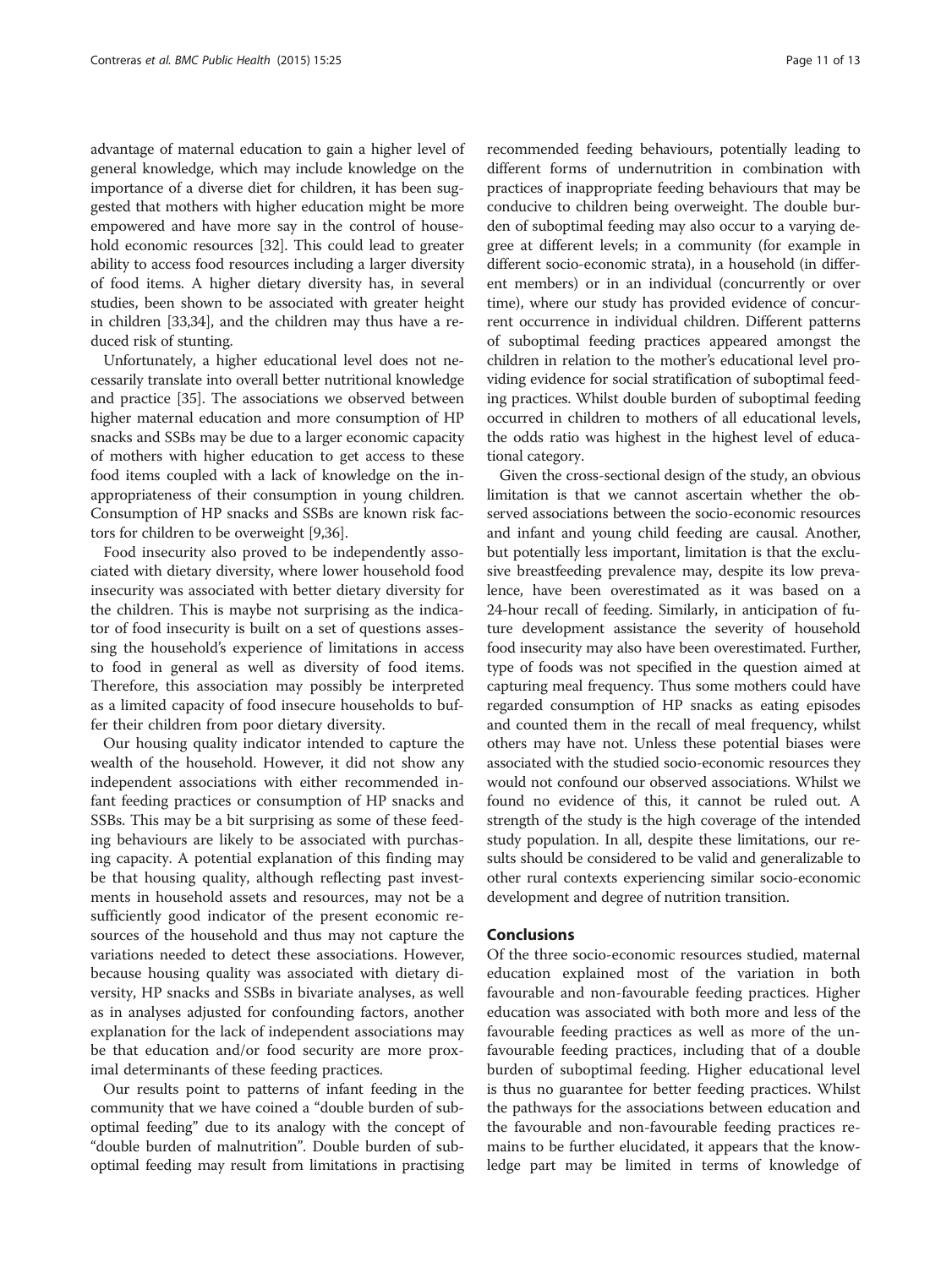advantage of maternal education to gain a higher level of general knowledge, which may include knowledge on the importance of a diverse diet for children, it has been suggested that mothers with higher education might be more empowered and have more say in the control of household economic resources [32]. This could lead to greater ability to access food resources including a larger diversity of food items. A higher dietary diversity has, in several studies, been shown to be associated with greater height in children [33,34], and the children may thus have a reduced risk of stunting.

Unfortunately, a higher educational level does not necessarily translate into overall better nutritional knowledge and practice [35]. The associations we observed between higher maternal education and more consumption of HP snacks and SSBs may be due to a larger economic capacity of mothers with higher education to get access to these food items coupled with a lack of knowledge on the inappropriateness of their consumption in young children. Consumption of HP snacks and SSBs are known risk factors for children to be overweight [9,36].

Food insecurity also proved to be independently associated with dietary diversity, where lower household food insecurity was associated with better dietary diversity for the children. This is maybe not surprising as the indicator of food insecurity is built on a set of questions assessing the household's experience of limitations in access to food in general as well as diversity of food items. Therefore, this association may possibly be interpreted as a limited capacity of food insecure households to buffer their children from poor dietary diversity.

Our housing quality indicator intended to capture the wealth of the household. However, it did not show any independent associations with either recommended infant feeding practices or consumption of HP snacks and SSBs. This may be a bit surprising as some of these feeding behaviours are likely to be associated with purchasing capacity. A potential explanation of this finding may be that housing quality, although reflecting past investments in household assets and resources, may not be a sufficiently good indicator of the present economic resources of the household and thus may not capture the variations needed to detect these associations. However, because housing quality was associated with dietary diversity, HP snacks and SSBs in bivariate analyses, as well as in analyses adjusted for confounding factors, another explanation for the lack of independent associations may be that education and/or food security are more proximal determinants of these feeding practices.

Our results point to patterns of infant feeding in the community that we have coined a "double burden of suboptimal feeding" due to its analogy with the concept of "double burden of malnutrition". Double burden of suboptimal feeding may result from limitations in practising recommended feeding behaviours, potentially leading to different forms of undernutrition in combination with practices of inappropriate feeding behaviours that may be conducive to children being overweight. The double burden of suboptimal feeding may also occur to a varying degree at different levels; in a community (for example in different socio-economic strata), in a household (in different members) or in an individual (concurrently or over time), where our study has provided evidence of concurrent occurrence in individual children. Different patterns of suboptimal feeding practices appeared amongst the children in relation to the mother's educational level providing evidence for social stratification of suboptimal feeding practices. Whilst double burden of suboptimal feeding occurred in children to mothers of all educational levels, the odds ratio was highest in the highest level of educational category.

Given the cross-sectional design of the study, an obvious limitation is that we cannot ascertain whether the observed associations between the socio-economic resources and infant and young child feeding are causal. Another, but potentially less important, limitation is that the exclusive breastfeeding prevalence may, despite its low prevalence, have been overestimated as it was based on a 24-hour recall of feeding. Similarly, in anticipation of future development assistance the severity of household food insecurity may also have been overestimated. Further, type of foods was not specified in the question aimed at capturing meal frequency. Thus some mothers could have regarded consumption of HP snacks as eating episodes and counted them in the recall of meal frequency, whilst others may have not. Unless these potential biases were associated with the studied socio-economic resources they would not confound our observed associations. Whilst we found no evidence of this, it cannot be ruled out. A strength of the study is the high coverage of the intended study population. In all, despite these limitations, our results should be considered to be valid and generalizable to other rural contexts experiencing similar socio-economic development and degree of nutrition transition.

## Conclusions

Of the three socio-economic resources studied, maternal education explained most of the variation in both favourable and non-favourable feeding practices. Higher education was associated with both more and less of the favourable feeding practices as well as more of the unfavourable feeding practices, including that of a double burden of suboptimal feeding. Higher educational level is thus no guarantee for better feeding practices. Whilst the pathways for the associations between education and the favourable and non-favourable feeding practices remains to be further elucidated, it appears that the knowledge part may be limited in terms of knowledge of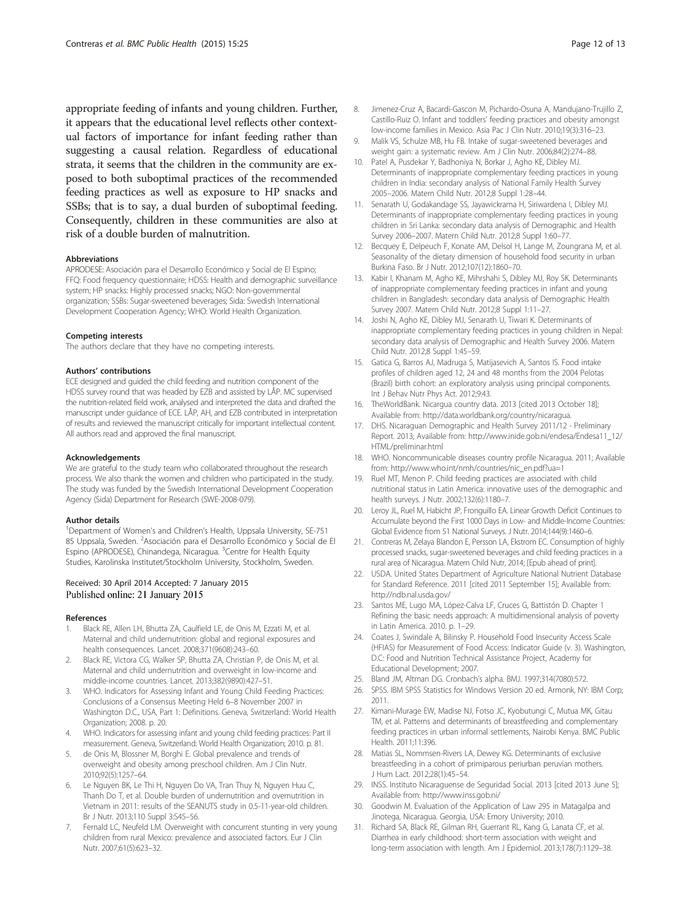appropriate feeding of infants and young children. Further, it appears that the educational level reflects other contextual factors of importance for infant feeding rather than suggesting a causal relation. Regardless of educational strata, it seems that the children in the community are exposed to both suboptimal practices of the recommended feeding practices as well as exposure to HP snacks and SSBs; that is to say, a dual burden of suboptimal feeding. Consequently, children in these communities are also at risk of a double burden of malnutrition.

#### Abbreviations

APRODESE: Asociación para el Desarrollo Económico y Social de El Espino; FFQ: Food frequency questionnaire; HDSS: Health and demographic surveillance system; HP snacks: Highly processed snacks; NGO: Non-governmental organization; SSBs: Sugar-sweetened beverages; Sida: Swedish International Development Cooperation Agency; WHO: World Health Organization.

#### Competing interests

The authors declare that they have no competing interests.

#### Authors' contributions

ECE designed and guided the child feeding and nutrition component of the HDSS survey round that was headed by EZB and assisted by LÅP. MC supervised the nutrition-related field work, analysed and interpreted the data and drafted the manuscript under guidance of ECE. LÅP, AH, and EZB contributed in interpretation of results and reviewed the manuscript critically for important intellectual content. All authors read and approved the final manuscript.

#### Acknowledgements

We are grateful to the study team who collaborated throughout the research process. We also thank the women and children who participated in the study. The study was funded by the Swedish International Development Cooperation Agency (Sida) Department for Research (SWE-2008-079).

#### Author details

[1]Department of Women's and Children's Health, Uppsala University, SE-751 85 Uppsala, Sweden. [2]Asociación para el Desarrollo Económico y Social de El Espino (APRODESE), Chinandega, Nicaragua. [3]Centre for Health Equity Studies, Karolinska Institutet/Stockholm University, Stockholm, Sweden.

Received: 30 April 2014 Accepted: 7 January 2015
Published online: 21 January 2015

#### References

1. Black RE, Allen LH, Bhutta ZA, Caulfield LE, de Onis M, Ezzati M, et al. Maternal and child undernutrition: global and regional exposures and health consequences. Lancet. 2008;371(9608):243–60.
2. Black RE, Victora CG, Walker SP, Bhutta ZA, Christian P, de Onis M, et al. Maternal and child undernutrition and overweight in low-income and middle-income countries. Lancet. 2013;382(9890):427–51.
3. WHO. Indicators for Assessing Infant and Young Child Feeding Practices: Conclusions of a Consensus Meeting Held 6–8 November 2007 in Washington D.C., USA, Part 1: Definitions. Geneva, Switzerland: World Health Organization; 2008. p. 20.
4. WHO. Indicators for assessing infant and young child feeding practices: Part II measurement. Geneva, Switzerland: World Health Organization; 2010. p. 81.
5. de Onis M, Blossner M, Borghi E. Global prevalence and trends of overweight and obesity among preschool children. Am J Clin Nutr. 2010;92(5):1257–64.
6. Le Nguyen BK, Le Thi H, Nguyen Do VA, Tran Thuy N, Nguyen Huu C, Thanh Do T, et al. Double burden of undernutrition and overnutrition in Vietnam in 2011: results of the SEANUTS study in 0.5-11-year-old children. Br J Nutr. 2013;110 Suppl 3:S45–56.
7. Fernald LC, Neufeld LM. Overweight with concurrent stunting in very young children from rural Mexico: prevalence and associated factors. Eur J Clin Nutr. 2007;61(5):623–32.
8. Jimenez-Cruz A, Bacardi-Gascon M, Pichardo-Osuna A, Mandujano-Trujillo Z, Castillo-Ruiz O. Infant and toddlers' feeding practices and obesity amongst low-income families in Mexico. Asia Pac J Clin Nutr. 2010;19(3):316–23.
9. Malik VS, Schulze MB, Hu FB. Intake of sugar-sweetened beverages and weight gain: a systematic review. Am J Clin Nutr. 2006;84(2):274–88.
10. Patel A, Pusdekar Y, Badhoniya N, Borkar J, Agho KE, Dibley MJ. Determinants of inappropriate complementary feeding practices in young children in India: secondary analysis of National Family Health Survey 2005–2006. Matern Child Nutr. 2012;8 Suppl 1:28–44.
11. Senarath U, Godakandage SS, Jayawickrama H, Siriwardena I, Dibley MJ. Determinants of inappropriate complementary feeding practices in young children in Sri Lanka: secondary data analysis of Demographic and Health Survey 2006–2007. Matern Child Nutr. 2012;8 Suppl 1:60–77.
12. Becquey E, Delpeuch F, Konate AM, Delsol H, Lange M, Zoungrana M, et al. Seasonality of the dietary dimension of household food security in urban Burkina Faso. Br J Nutr. 2012;107(12):1860–70.
13. Kabir I, Khanam M, Agho KE, Mihrshahi S, Dibley MJ, Roy SK. Determinants of inappropriate complementary feeding practices in infant and young children in Bangladesh: secondary data analysis of Demographic Health Survey 2007. Matern Child Nutr. 2012;8 Suppl 1:11–27.
14. Joshi N, Agho KE, Dibley MJ, Senarath U, Tiwari K. Determinants of inappropriate complementary feeding practices in young children in Nepal: secondary data analysis of Demographic and Health Survey 2006. Matern Child Nutr. 2012;8 Suppl 1:45–59.
15. Gatica G, Barros AJ, Madruga S, Matijasevich A, Santos IS. Food intake profiles of children aged 12, 24 and 48 months from the 2004 Pelotas (Brazil) birth cohort: an exploratory analysis using principal components. Int J Behav Nutr Phys Act. 2012;9:43.
16. TheWorldBank. Nicargua country data. 2013 [cited 2013 October 18]; Available from: http://data.worldbank.org/country/nicaragua.
17. DHS. Nicaraguan Demographic and Health Survey 2011/12 - Preliminary Report. 2013; Available from: http://www.inide.gob.ni/endesa/Endesa11_12/HTML/preliminar.html
18. WHO. Noncommunicable diseases country profile Nicaragua. 2011; Available from: http://www.who.int/nmh/countries/nic_en.pdf?ua=1
19. Ruel MT, Menon P. Child feeding practices are associated with child nutritional status in Latin America: innovative uses of the demographic and health surveys. J Nutr. 2002;132(6):1180–7.
20. Leroy JL, Ruel M, Habicht JP, Fronguillo EA. Linear Growth Deficit Continues to Accumulate beyond the First 1000 Days in Low- and Middle-Income Countries: Global Evidence from 51 National Surveys. J Nutr. 2014;144(9):1460–6.
21. Contreras M, Zelaya Blandon E, Persson LA, Ekstrom EC. Consumption of highly processed snacks, sugar-sweetened beverages and child feeding practices in a rural area of Nicaragua. Matern Child Nutr, 2014; [Epub ahead of print].
22. USDA. United States Department of Agriculture National Nutrient Database for Standard Reference. 2011 [cited 2011 September 15]; Available from: http://ndb.nal.usda.gov/
23. Santos ME, Lugo MA, López-Calva LF, Cruces G, Battistón D. Chapter 1 Refining the basic needs approach: A multidimensional analysis of poverty in Latin America. 2010. p. 1–29.
24. Coates J, Swindale A, Bilinsky P. Household Food Insecurity Access Scale (HFIAS) for Measurement of Food Access: Indicator Guide (v. 3). Washington, D.C: Food and Nutrition Technical Assistance Project, Academy for Educational Development; 2007.
25. Bland JM, Altman DG. Cronbach's alpha. BMJ. 1997;314(7080):572.
26. SPSS. IBM SPSS Statistics for Windows Version 20 ed. Armonk, NY: IBM Corp; 2011.
27. Kimani-Murage EW, Madise NJ, Fotso JC, Kyobutungi C, Mutua MK, Gitau TM, et al. Patterns and determinants of breastfeeding and complementary feeding practices in urban informal settlements, Nairobi Kenya. BMC Public Health. 2011;11:396.
28. Matias SL, Nommsen-Rivers LA, Dewey KG. Determinants of exclusive breastfeeding in a cohort of primiparous periurban peruvian mothers. J Hum Lact. 2012;28(1):45–54.
29. INSS. Instituto Nicaraguense de Seguridad Social. 2013 [cited 2013 June 5]; Available from: http://www.inss.gob.ni/
30. Goodwin M. Evaluation of the Application of Law 295 in Matagalpa and Jinotega, Nicaragua. Georgia, USA: Emory University; 2010.
31. Richard SA, Black RE, Gilman RH, Guerrant RL, Kang G, Lanata CF, et al. Diarrhea in early childhood: short-term association with weight and long-term association with length. Am J Epidemiol. 2013;178(7):1129–38.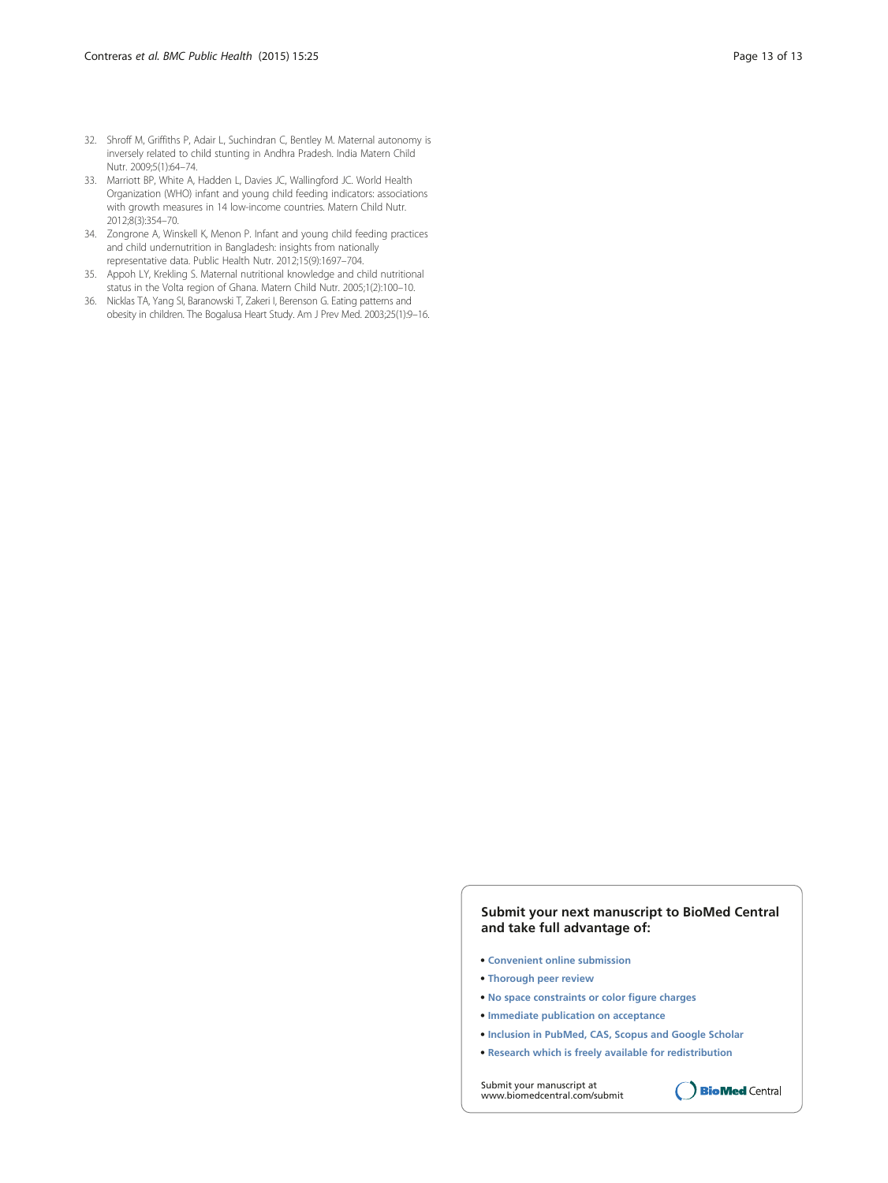32. Shroff M, Griffiths P, Adair L, Suchindran C, Bentley M. Maternal autonomy is inversely related to child stunting in Andhra Pradesh. India Matern Child Nutr. 2009;5(1):64–74.
33. Marriott BP, White A, Hadden L, Davies JC, Wallingford JC. World Health Organization (WHO) infant and young child feeding indicators: associations with growth measures in 14 low-income countries. Matern Child Nutr. 2012;8(3):354–70.
34. Zongrone A, Winskell K, Menon P. Infant and young child feeding practices and child undernutrition in Bangladesh: insights from nationally representative data. Public Health Nutr. 2012;15(9):1697–704.
35. Appoh LY, Krekling S. Maternal nutritional knowledge and child nutritional status in the Volta region of Ghana. Matern Child Nutr. 2005;1(2):100–10.
36. Nicklas TA, Yang SI, Baranowski T, Zakeri I, Berenson G. Eating patterns and obesity in children. The Bogalusa Heart Study. Am J Prev Med. 2003;25(1):9–16.

**Submit your next manuscript to BioMed Central and take full advantage of:**

- **Convenient online submission**
- **Thorough peer review**
- **No space constraints or color figure charges**
- **Immediate publication on acceptance**
- **Inclusion in PubMed, CAS, Scopus and Google Scholar**
- **Research which is freely available for redistribution**

Submit your manuscript at
www.biomedcentral.com/submit

BioMed Central